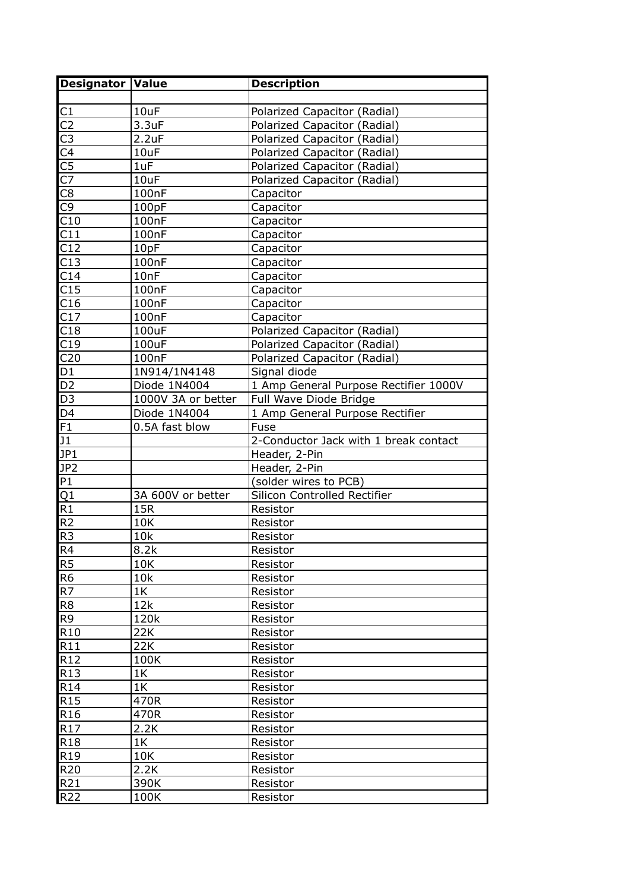| Designator | Value | Description |
| --- | --- | --- |
| | | |
| C1 | 10uF | Polarized Capacitor (Radial) |
| C2 | 3.3uF | Polarized Capacitor (Radial) |
| C3 | 2.2uF | Polarized Capacitor (Radial) |
| C4 | 10uF | Polarized Capacitor (Radial) |
| C5 | 1uF | Polarized Capacitor (Radial) |
| C7 | 10uF | Polarized Capacitor (Radial) |
| C8 | 100nF | Capacitor |
| C9 | 100pF | Capacitor |
| C10 | 100nF | Capacitor |
| C11 | 100nF | Capacitor |
| C12 | 10pF | Capacitor |
| C13 | 100nF | Capacitor |
| C14 | 10nF | Capacitor |
| C15 | 100nF | Capacitor |
| C16 | 100nF | Capacitor |
| C17 | 100nF | Capacitor |
| C18 | 100uF | Polarized Capacitor (Radial) |
| C19 | 100uF | Polarized Capacitor (Radial) |
| C20 | 100nF | Polarized Capacitor (Radial) |
| D1 | 1N914/1N4148 | Signal diode |
| D2 | Diode 1N4004 | 1 Amp General Purpose Rectifier 1000V |
| D3 | 1000V 3A or better | Full Wave Diode Bridge |
| D4 | Diode 1N4004 | 1 Amp General Purpose Rectifier |
| F1 | 0.5A fast blow | Fuse |
| J1 | | 2-Conductor Jack with 1 break contact |
| JP1 | | Header, 2-Pin |
| JP2 | | Header, 2-Pin |
| P1 | | (solder wires to PCB) |
| Q1 | 3A 600V or better | Silicon Controlled Rectifier |
| R1 | 15R | Resistor |
| R2 | 10K | Resistor |
| R3 | 10k | Resistor |
| R4 | 8.2k | Resistor |
| R5 | 10K | Resistor |
| R6 | 10k | Resistor |
| R7 | 1K | Resistor |
| R8 | 12k | Resistor |
| R9 | 120k | Resistor |
| R10 | 22K | Resistor |
| R11 | 22K | Resistor |
| R12 | 100K | Resistor |
| R13 | 1K | Resistor |
| R14 | 1K | Resistor |
| R15 | 470R | Resistor |
| R16 | 470R | Resistor |
| R17 | 2.2K | Resistor |
| R18 | 1K | Resistor |
| R19 | 10K | Resistor |
| R20 | 2.2K | Resistor |
| R21 | 390K | Resistor |
| R22 | 100K | Resistor |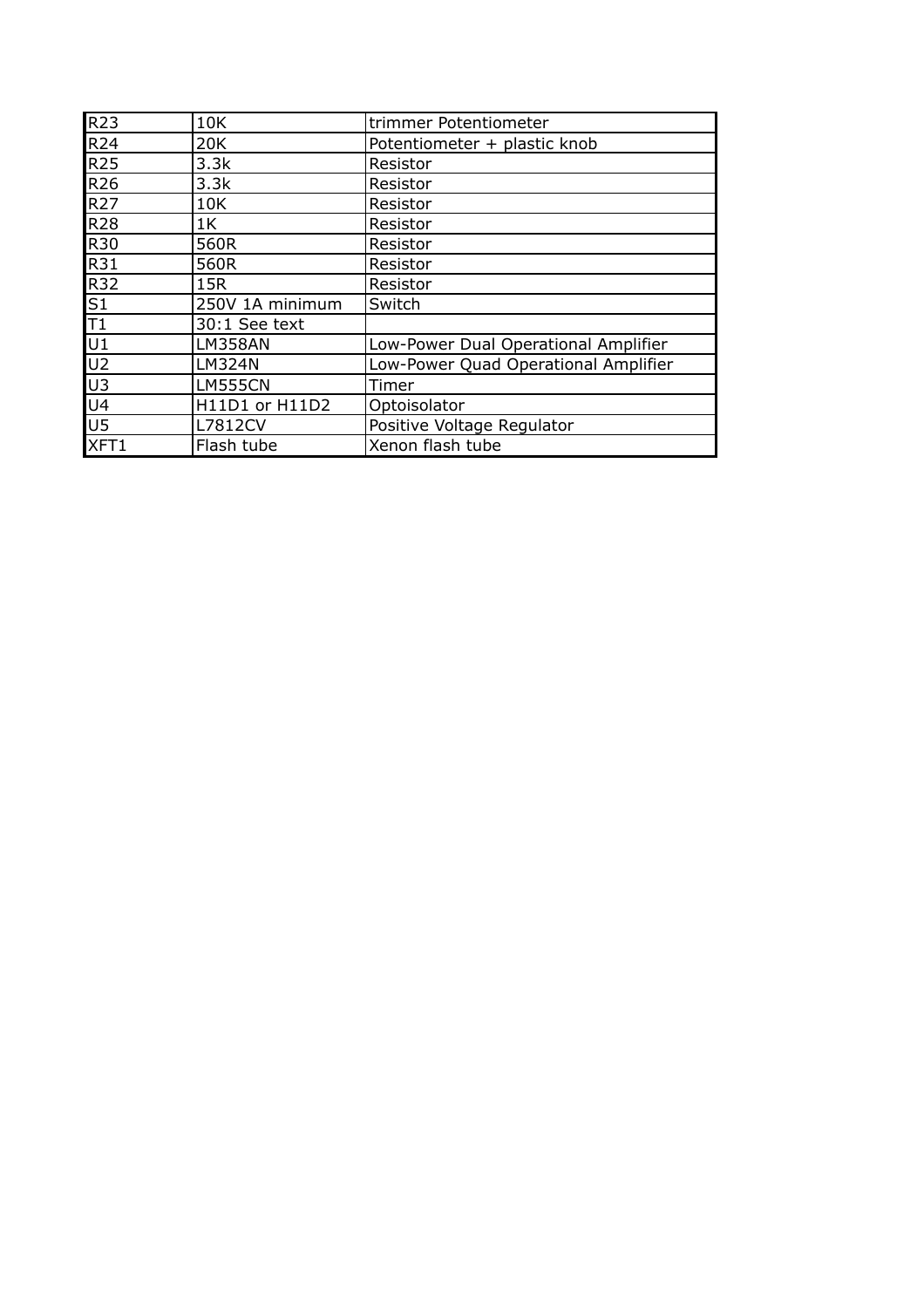| | | |
|---|---|---|
| R23 | 10K | trimmer Potentiometer |
| R24 | 20K | Potentiometer + plastic knob |
| R25 | 3.3k | Resistor |
| R26 | 3.3k | Resistor |
| R27 | 10K | Resistor |
| R28 | 1K | Resistor |
| R30 | 560R | Resistor |
| R31 | 560R | Resistor |
| R32 | 15R | Resistor |
| S1 | 250V 1A minimum | Switch |
| T1 | 30:1 See text | |
| U1 | LM358AN | Low-Power Dual Operational Amplifier |
| U2 | LM324N | Low-Power Quad Operational Amplifier |
| U3 | LM555CN | Timer |
| U4 | H11D1 or H11D2 | Optoisolator |
| U5 | L7812CV | Positive Voltage Regulator |
| XFT1 | Flash tube | Xenon flash tube |